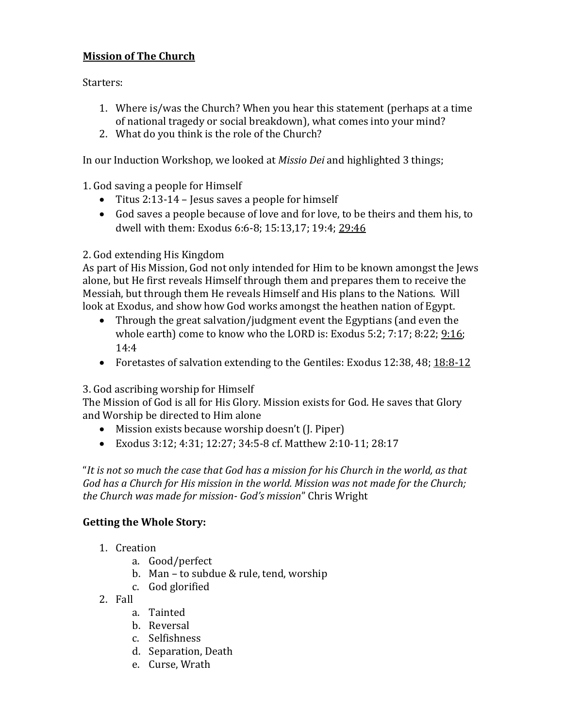# <u>Mission of The Church</u>

Starters:

1. Where is/was the Church? When you hear this statement (perhaps at a time of national tragedy or social breakdown), what comes into your mind?
2. What do you think is the role of the Church?

In our Induction Workshop, we looked at *Missio Dei* and highlighted 3 things;

1. God saving a people for Himself

- Titus 2:13-14 – Jesus saves a people for himself
- God saves a people because of love and for love, to be theirs and them his, to dwell with them: Exodus 6:6-8; 15:13,17; 19:4; <u>29:46</u>

2. God extending His Kingdom

As part of His Mission, God not only intended for Him to be known amongst the Jews alone, but He first reveals Himself through them and prepares them to receive the Messiah, but through them He reveals Himself and His plans to the Nations. Will look at Exodus, and show how God works amongst the heathen nation of Egypt.

- Through the great salvation/judgment event the Egyptians (and even the whole earth) come to know who the LORD is: Exodus 5:2; 7:17; 8:22; <u>9:16</u>; 14:4
- Foretastes of salvation extending to the Gentiles: Exodus 12:38, 48; <u>18:8-12</u>

3. God ascribing worship for Himself

The Mission of God is all for His Glory. Mission exists for God. He saves that Glory and Worship be directed to Him alone

- Mission exists because worship doesn't (J. Piper)
- Exodus 3:12; 4:31; 12:27; 34:5-8 cf. Matthew 2:10-11; 28:17

"*It is not so much the case that God has a mission for his Church in the world, as that God has a Church for His mission in the world. Mission was not made for the Church; the Church was made for mission- God's mission*" Chris Wright

## Getting the Whole Story:

1. Creation
   a. Good/perfect
   b. Man – to subdue & rule, tend, worship
   c. God glorified
2. Fall
   a. Tainted
   b. Reversal
   c. Selfishness
   d. Separation, Death
   e. Curse, Wrath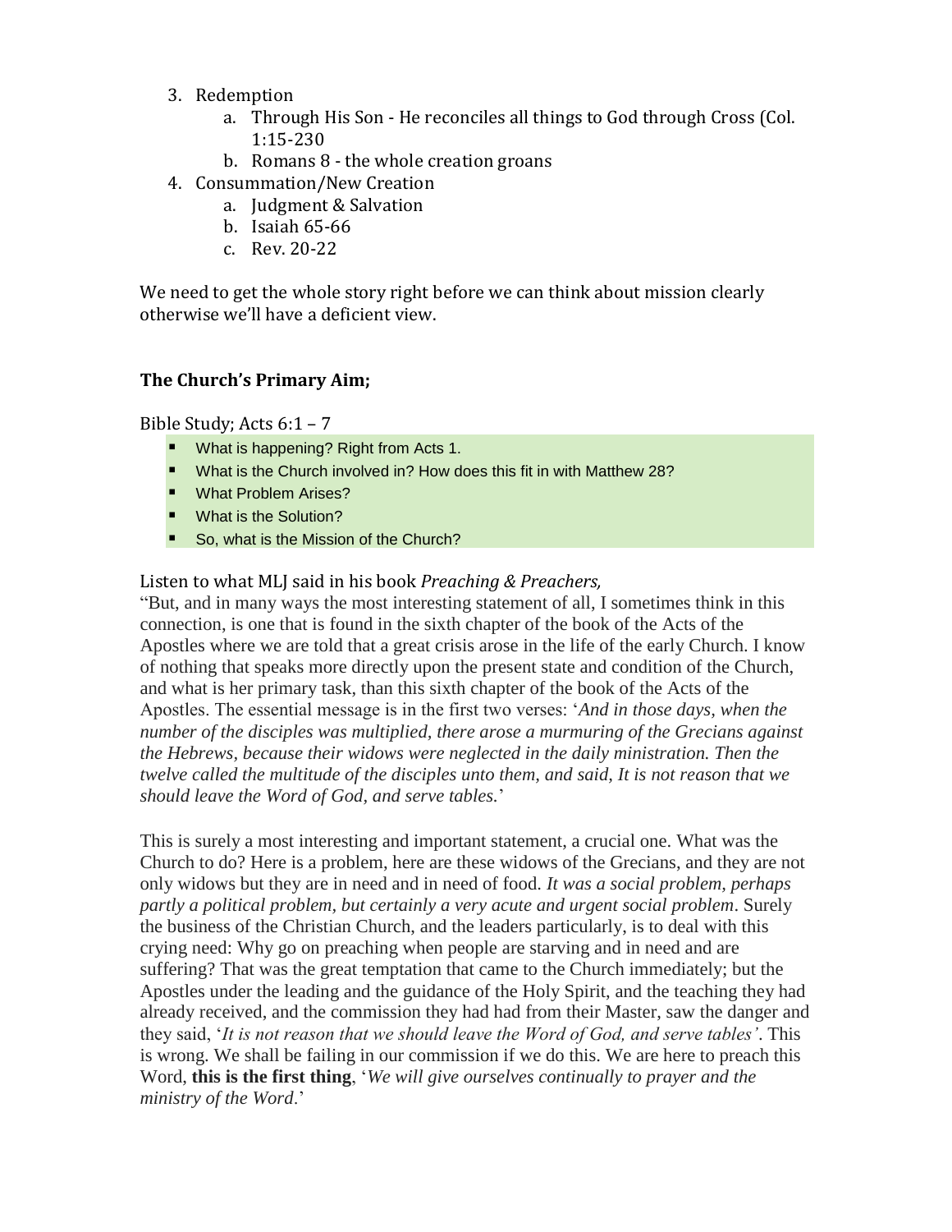3. Redemption
    a. Through His Son - He reconciles all things to God through Cross (Col. 1:15-230
    b. Romans 8 - the whole creation groans
4. Consummation/New Creation
    a. Judgment & Salvation
    b. Isaiah 65-66
    c. Rev. 20-22

We need to get the whole story right before we can think about mission clearly otherwise we'll have a deficient view.

**The Church's Primary Aim;**

Bible Study; Acts 6:1 – 7

- What is happening? Right from Acts 1.
- What is the Church involved in? How does this fit in with Matthew 28?
- What Problem Arises?
- What is the Solution?
- So, what is the Mission of the Church?

Listen to what MLJ said in his book *Preaching & Preachers,*

"But, and in many ways the most interesting statement of all, I sometimes think in this connection, is one that is found in the sixth chapter of the book of the Acts of the Apostles where we are told that a great crisis arose in the life of the early Church. I know of nothing that speaks more directly upon the present state and condition of the Church, and what is her primary task, than this sixth chapter of the book of the Acts of the Apostles. The essential message is in the first two verses: '*And in those days, when the number of the disciples was multiplied, there arose a murmuring of the Grecians against the Hebrews, because their widows were neglected in the daily ministration. Then the twelve called the multitude of the disciples unto them, and said, It is not reason that we should leave the Word of God, and serve tables.*'

This is surely a most interesting and important statement, a crucial one. What was the Church to do? Here is a problem, here are these widows of the Grecians, and they are not only widows but they are in need and in need of food. *It was a social problem, perhaps partly a political problem, but certainly a very acute and urgent social problem*. Surely the business of the Christian Church, and the leaders particularly, is to deal with this crying need: Why go on preaching when people are starving and in need and are suffering? That was the great temptation that came to the Church immediately; but the Apostles under the leading and the guidance of the Holy Spirit, and the teaching they had already received, and the commission they had had from their Master, saw the danger and they said, '*It is not reason that we should leave the Word of God, and serve tables'*. This is wrong. We shall be failing in our commission if we do this. We are here to preach this Word, **this is the first thing**, '*We will give ourselves continually to prayer and the ministry of the Word*.'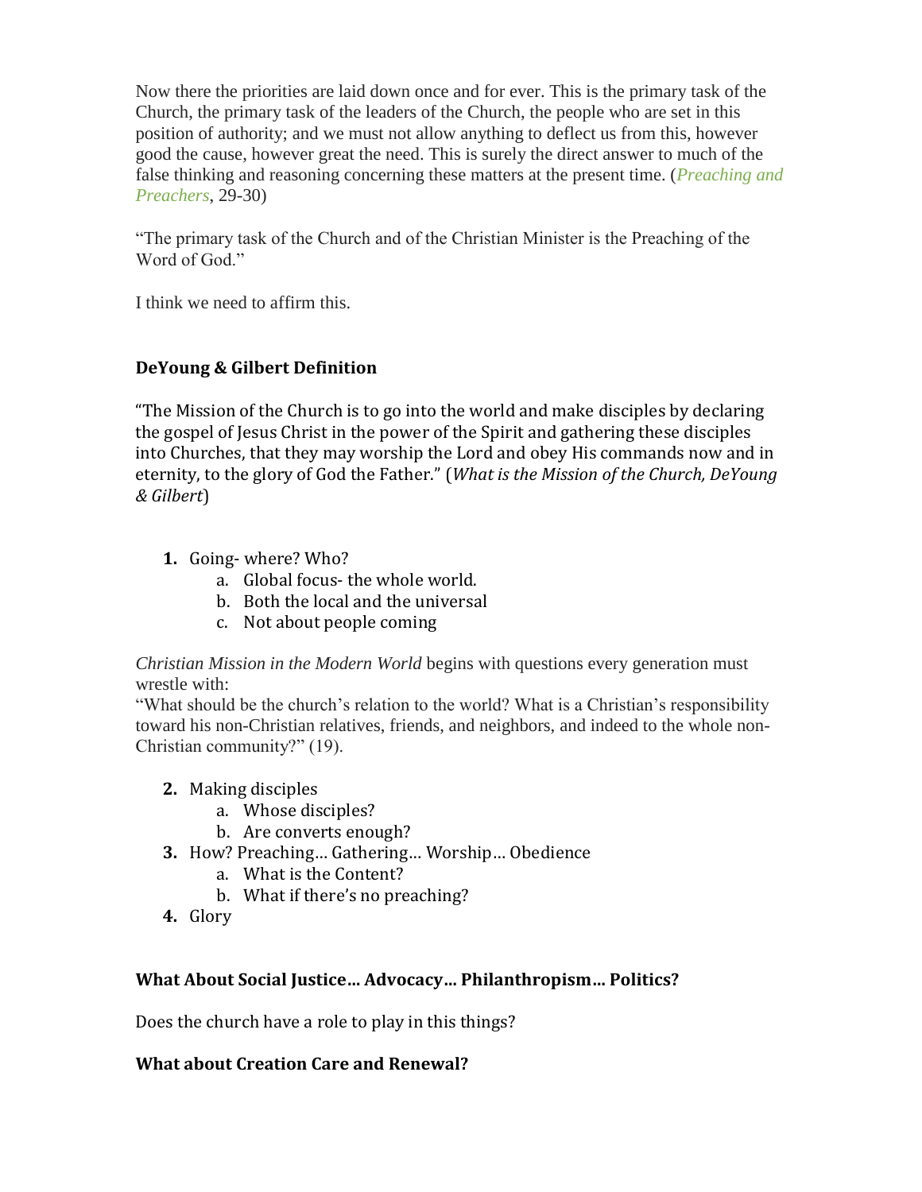Now there the priorities are laid down once and for ever. This is the primary task of the Church, the primary task of the leaders of the Church, the people who are set in this position of authority; and we must not allow anything to deflect us from this, however good the cause, however great the need. This is surely the direct answer to much of the false thinking and reasoning concerning these matters at the present time. (*Preaching and Preachers*, 29-30)

"The primary task of the Church and of the Christian Minister is the Preaching of the Word of God."

I think we need to affirm this.

### DeYoung & Gilbert Definition

"The Mission of the Church is to go into the world and make disciples by declaring the gospel of Jesus Christ in the power of the Spirit and gathering these disciples into Churches, that they may worship the Lord and obey His commands now and in eternity, to the glory of God the Father." (*What is the Mission of the Church, DeYoung & Gilbert*)

1. Going- where? Who?
    a. Global focus- the whole world.
    b. Both the local and the universal
    c. Not about people coming

*Christian Mission in the Modern World* begins with questions every generation must wrestle with:
"What should be the church's relation to the world? What is a Christian's responsibility toward his non-Christian relatives, friends, and neighbors, and indeed to the whole non-Christian community?" (19).

2. Making disciples
    a. Whose disciples?
    b. Are converts enough?
3. How? Preaching… Gathering… Worship… Obedience
    a. What is the Content?
    b. What if there's no preaching?
4. Glory

### What About Social Justice… Advocacy… Philanthropism… Politics?

Does the church have a role to play in this things?

### What about Creation Care and Renewal?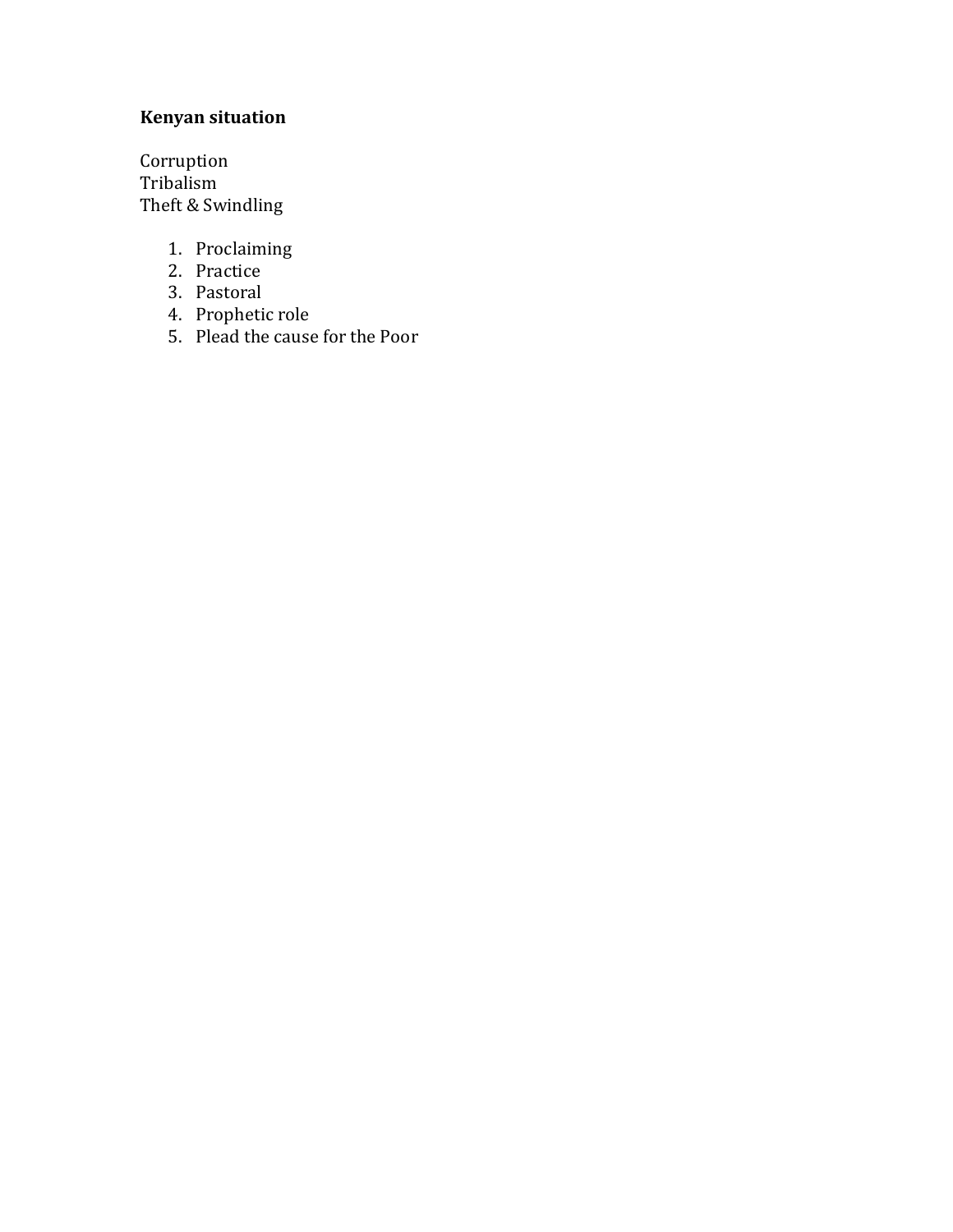**Kenyan situation**

Corruption
Tribalism
Theft & Swindling

1. Proclaiming
2. Practice
3. Pastoral
4. Prophetic role
5. Plead the cause for the Poor